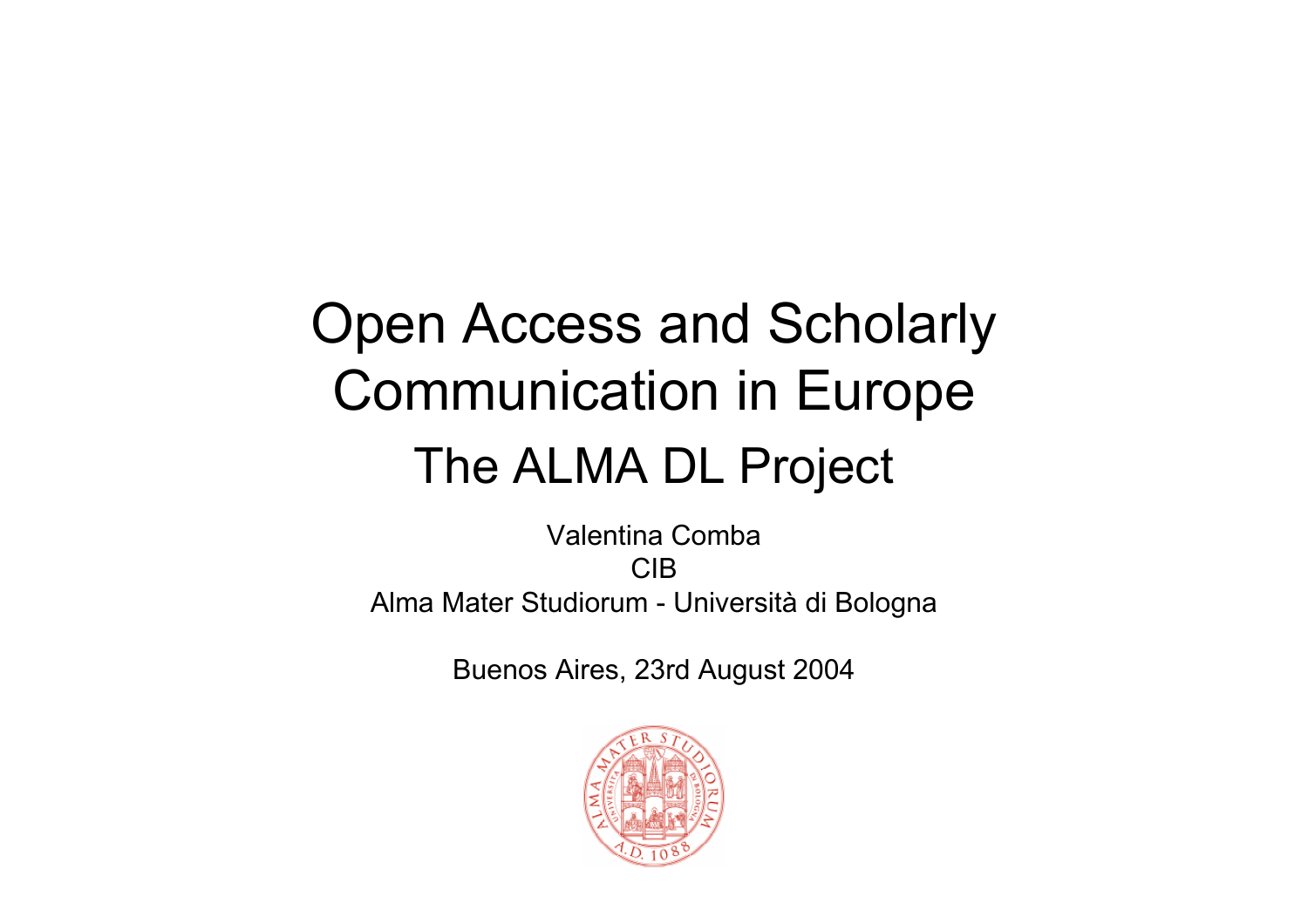# Open Access and Scholarly Communication in Europe

## The ALMA DL Project

Valentina Comba
CIB
Alma Mater Studiorum - Università di Bologna

Buenos Aires, 23rd August 2004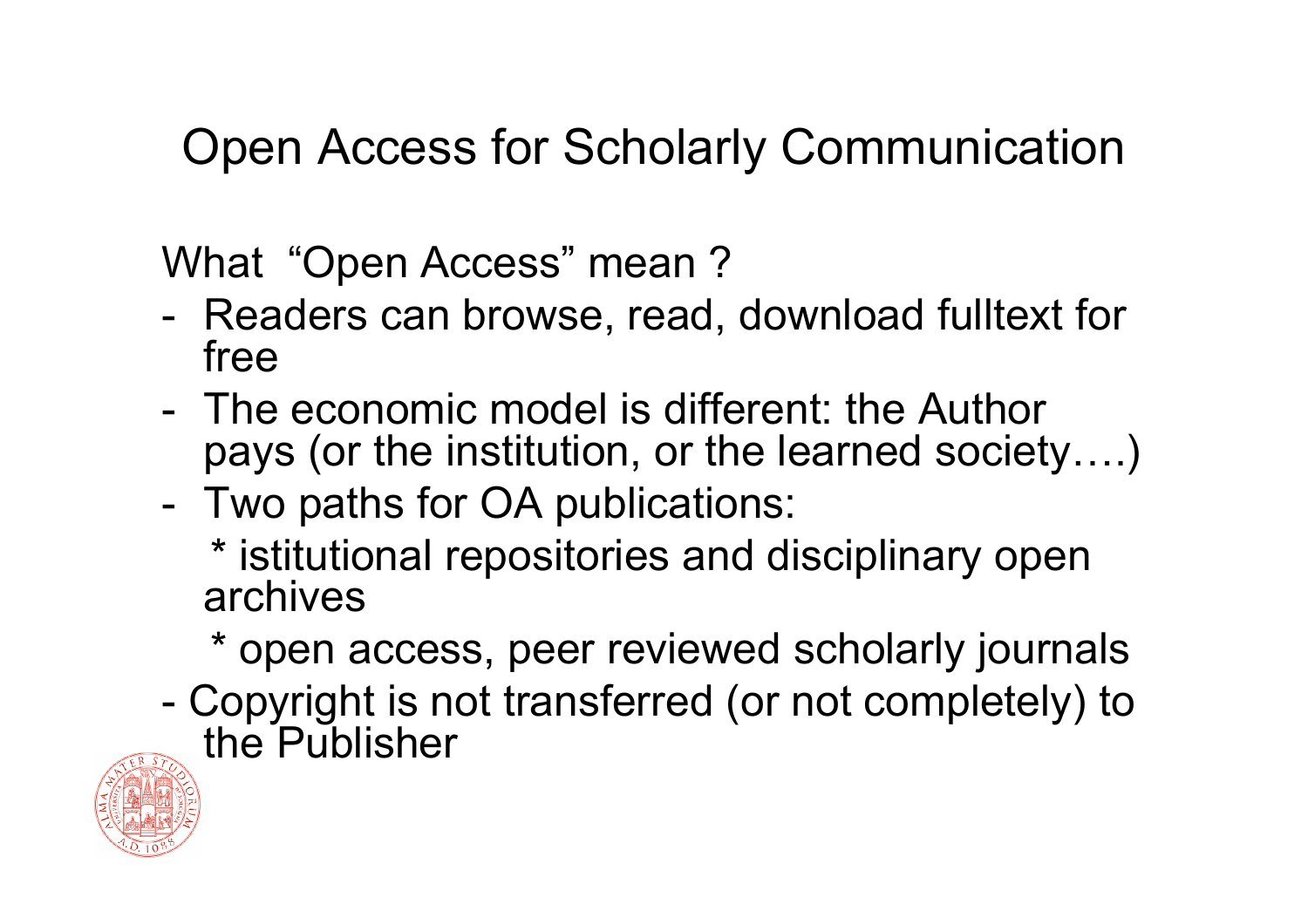# Open Access for Scholarly Communication

What "Open Access" mean ?

- Readers can browse, read, download fulltext for free
- The economic model is different: the Author pays (or the institution, or the learned society….)
- Two paths for OA publications:
  - istitutional repositories and disciplinary open archives
  - open access, peer reviewed scholarly journals
- Copyright is not transferred (or not completely) to the Publisher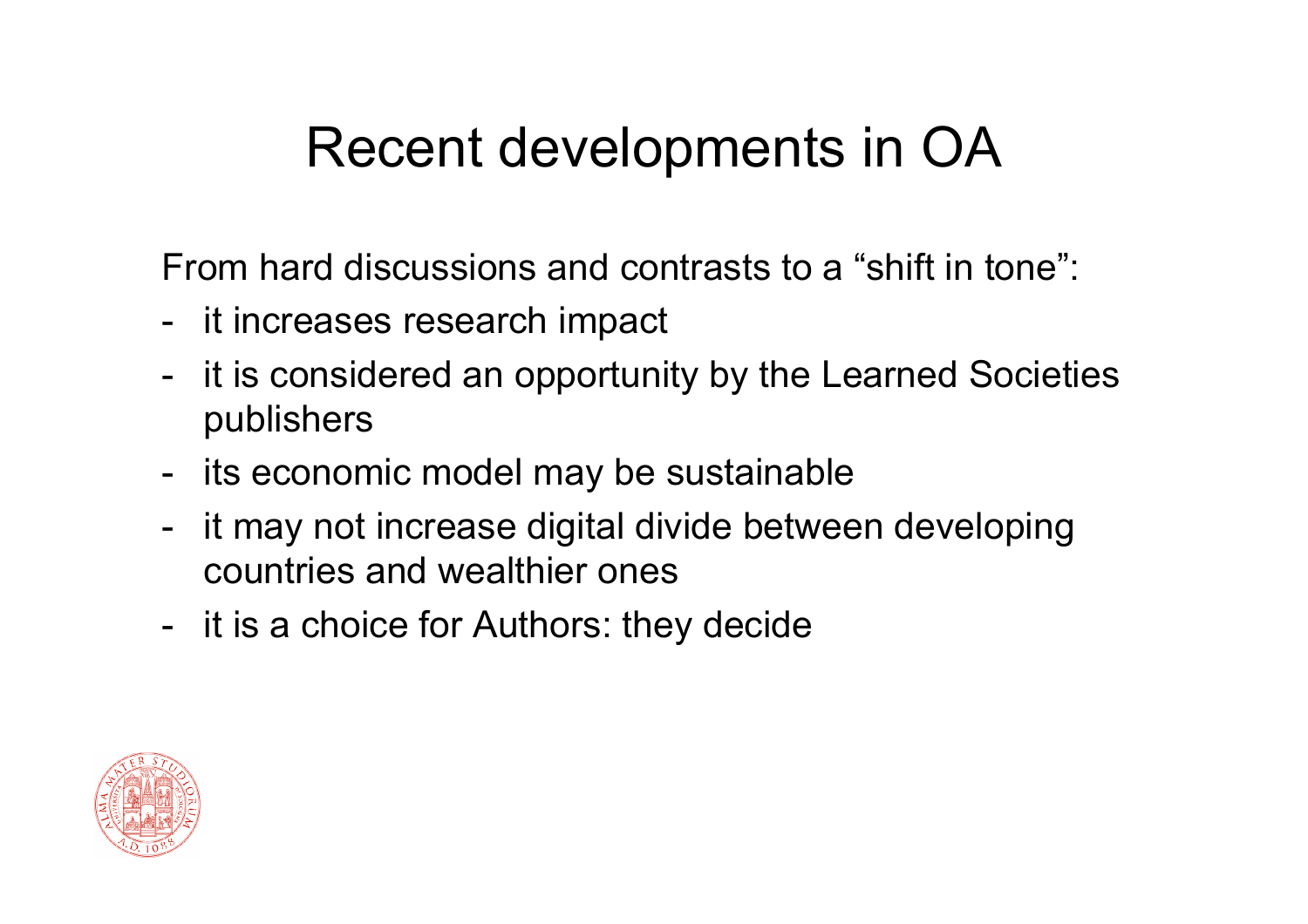# Recent developments in OA

From hard discussions and contrasts to a "shift in tone":

- it increases research impact
- it is considered an opportunity by the Learned Societies publishers
- its economic model may be sustainable
- it may not increase digital divide between developing countries and wealthier ones
- it is a choice for Authors: they decide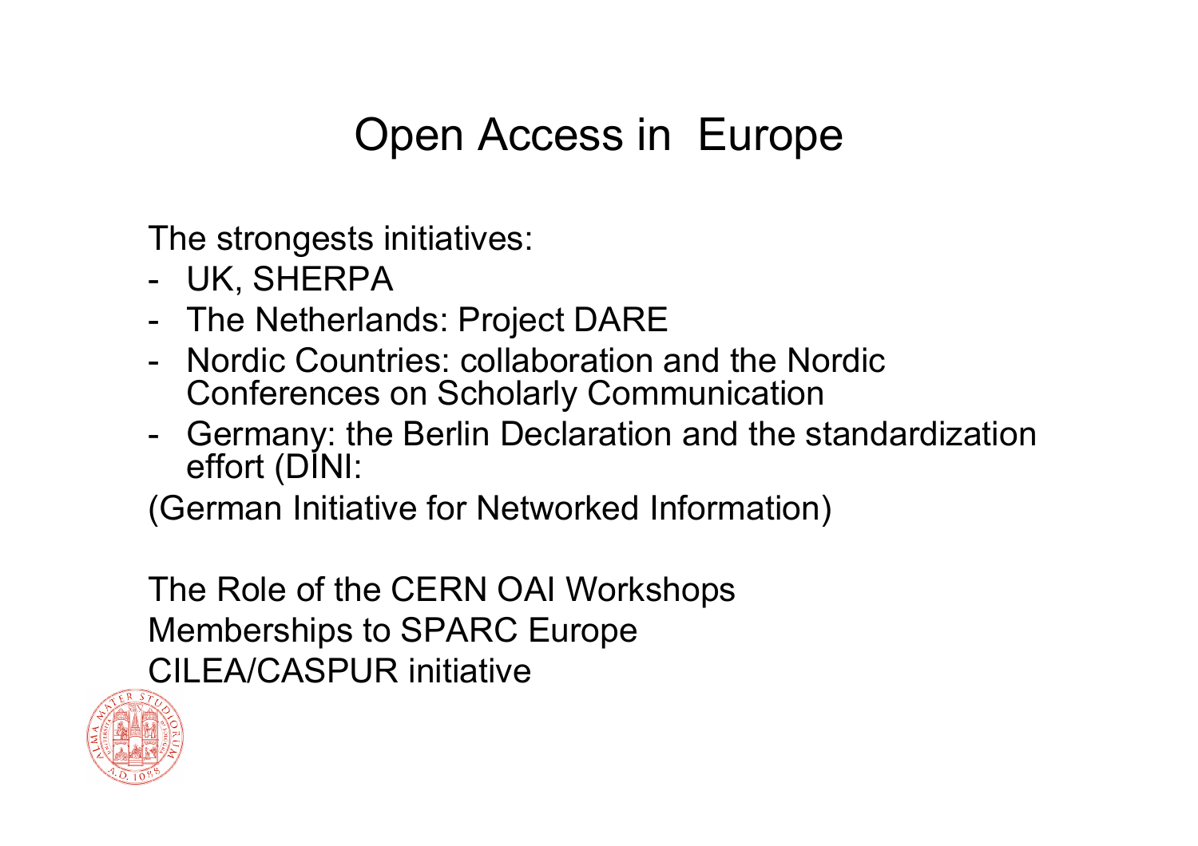# Open Access in Europe

The strongests initiatives:

- UK, SHERPA
- The Netherlands: Project DARE
- Nordic Countries: collaboration and the Nordic Conferences on Scholarly Communication
- Germany: the Berlin Declaration and the standardization effort (DINI:

(German Initiative for Networked Information)

The Role of the CERN OAI Workshops
Memberships to SPARC Europe
CILEA/CASPUR initiative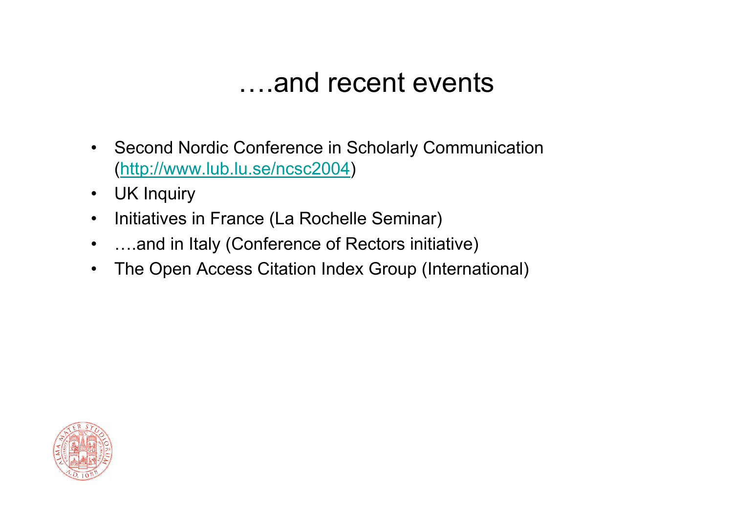# ….and recent events

- Second Nordic Conference in Scholarly Communication (http://www.lub.lu.se/ncsc2004)
- UK Inquiry
- Initiatives in France (La Rochelle Seminar)
- ….and in Italy (Conference of Rectors initiative)
- The Open Access Citation Index Group (International)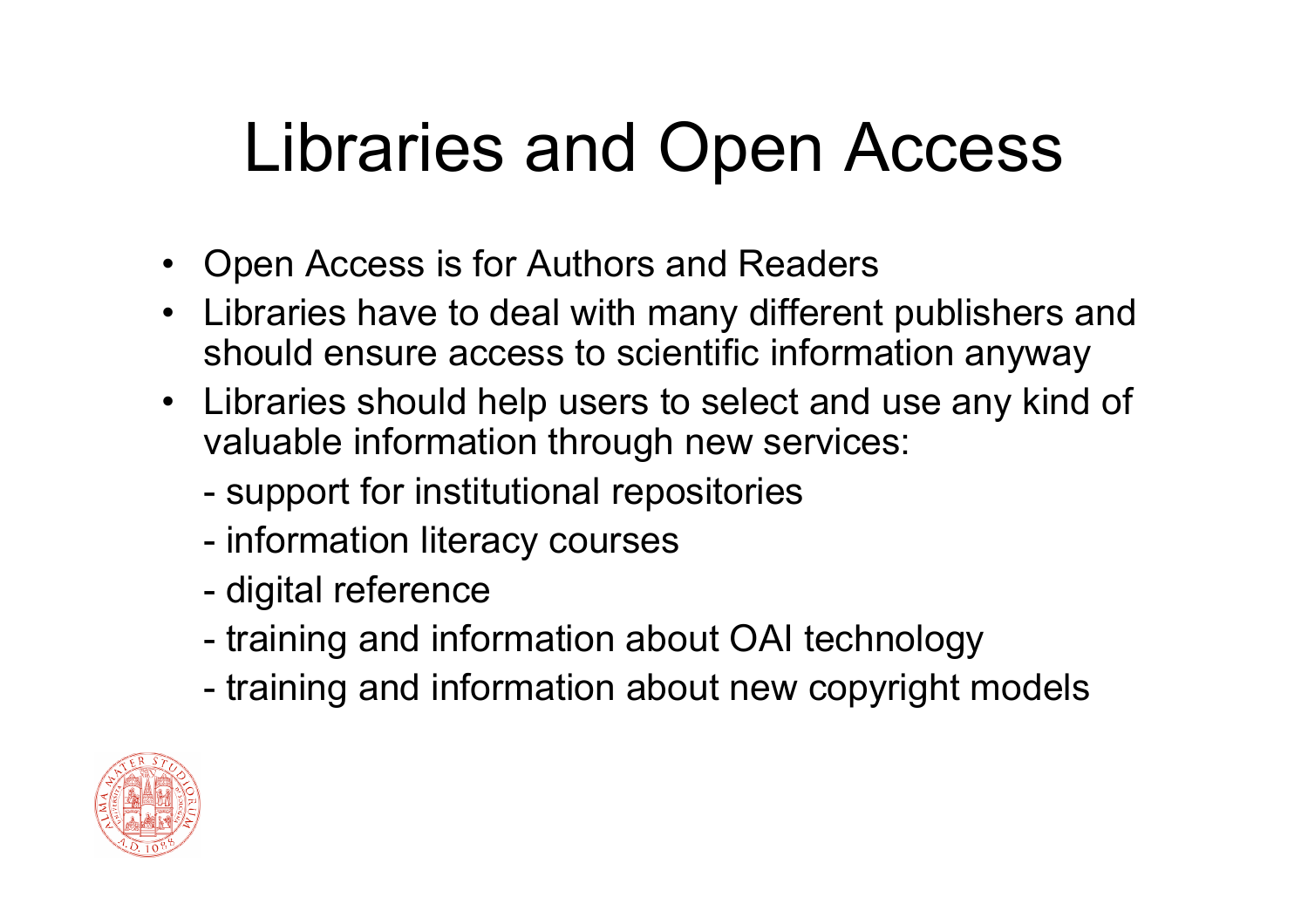# Libraries and Open Access

- Open Access is for Authors and Readers
- Libraries have to deal with many different publishers and should ensure access to scientific information anyway
- Libraries should help users to select and use any kind of valuable information through new services:
  - support for institutional repositories
  - information literacy courses
  - digital reference
  - training and information about OAI technology
  - training and information about new copyright models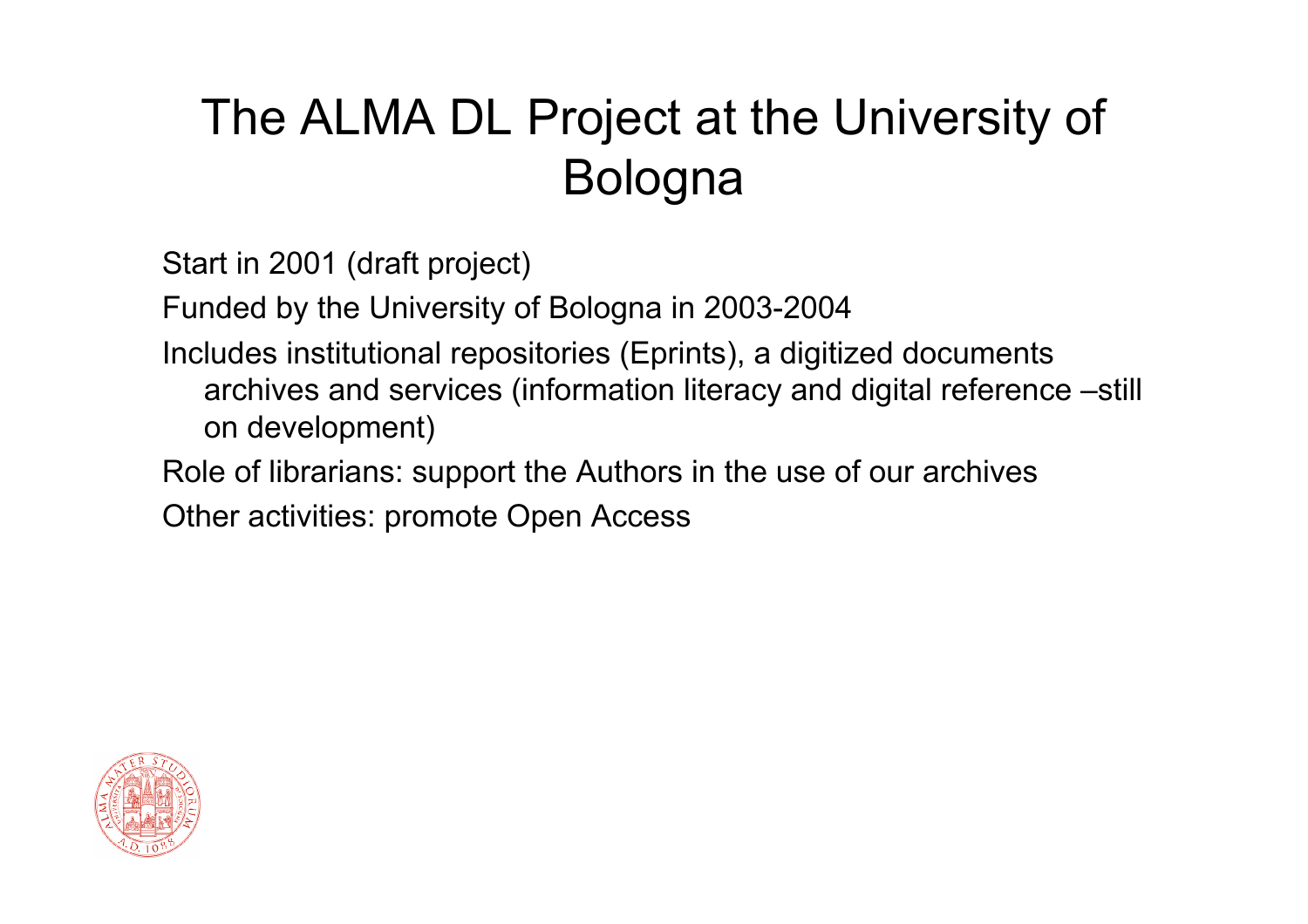# The ALMA DL Project at the University of Bologna

Start in 2001 (draft project)

Funded by the University of Bologna in 2003-2004

Includes institutional repositories (Eprints), a digitized documents archives and services (information literacy and digital reference –still on development)

Role of librarians: support the Authors in the use of our archives

Other activities: promote Open Access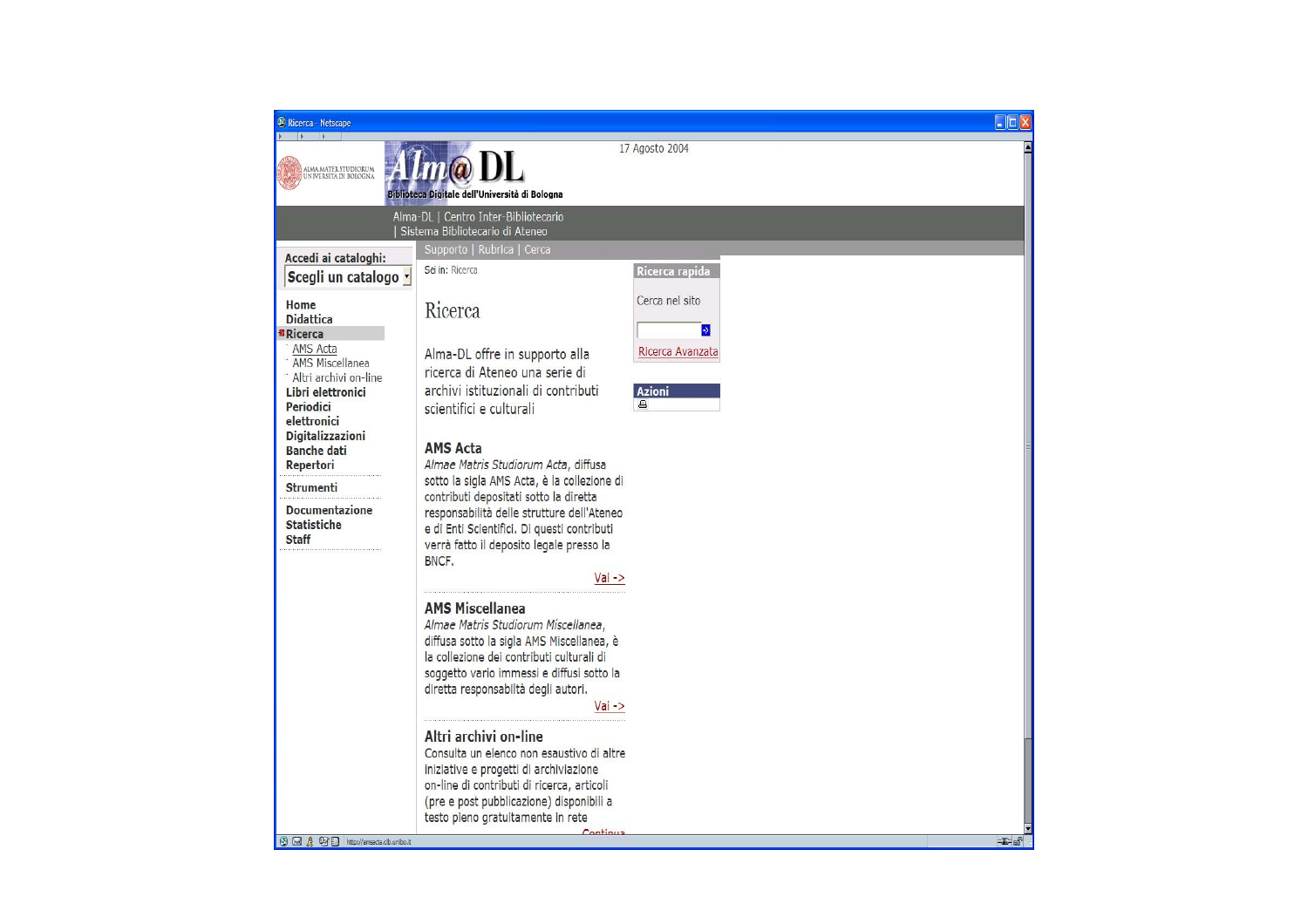Ricerca - Netscape

ALMA MATER STUDIORUM UNIVERSITÀ DI BOLOGNA

Alm@ DL

Biblioteca Digitale dell'Università di Bologna

17 Agosto 2004

Alma-DL | Centro Inter-Bibliotecario | Sistema Bibliotecario di Ateneo

Supporto | Rubrica | Cerca

Accedi ai cataloghi:

Scegli un catalogo

- Home
- Didattica
- Ricerca
  - AMS Acta
  - AMS Miscellanea
  - Altri archivi on-line
- Libri elettronici
- Periodici elettronici
- Digitalizzazioni
- Banche dati
- Repertori
- Strumenti
- Documentazione
- Statistiche
- Staff

Sei in: Ricerca

# Ricerca

Alma-DL offre in supporto alla ricerca di Ateneo una serie di archivi istituzionali di contributi scientifici e culturali

## AMS Acta

*Almae Matris Studiorum Acta*, diffusa sotto la sigla AMS Acta, è la collezione di contributi depositati sotto la diretta responsabilità delle strutture dell'Ateneo e di Enti Scientifici. Di questi contributi verrà fatto il deposito legale presso la BNCF.

Vai ->

## AMS Miscellanea

*Almae Matris Studiorum Miscellanea*, diffusa sotto la sigla AMS Miscellanea, è la collezione dei contributi culturali di soggetto vario immessi e diffusi sotto la diretta responsabilità degli autori.

Vai ->

## Altri archivi on-line

Consulta un elenco non esaustivo di altre iniziative e progetti di archiviazione on-line di contributi di ricerca, articoli (pre e post pubblicazione) disponibili a testo pieno gratuitamente in rete

Continua

**Ricerca rapida**

Cerca nel sito

Ricerca Avanzata

**Azioni**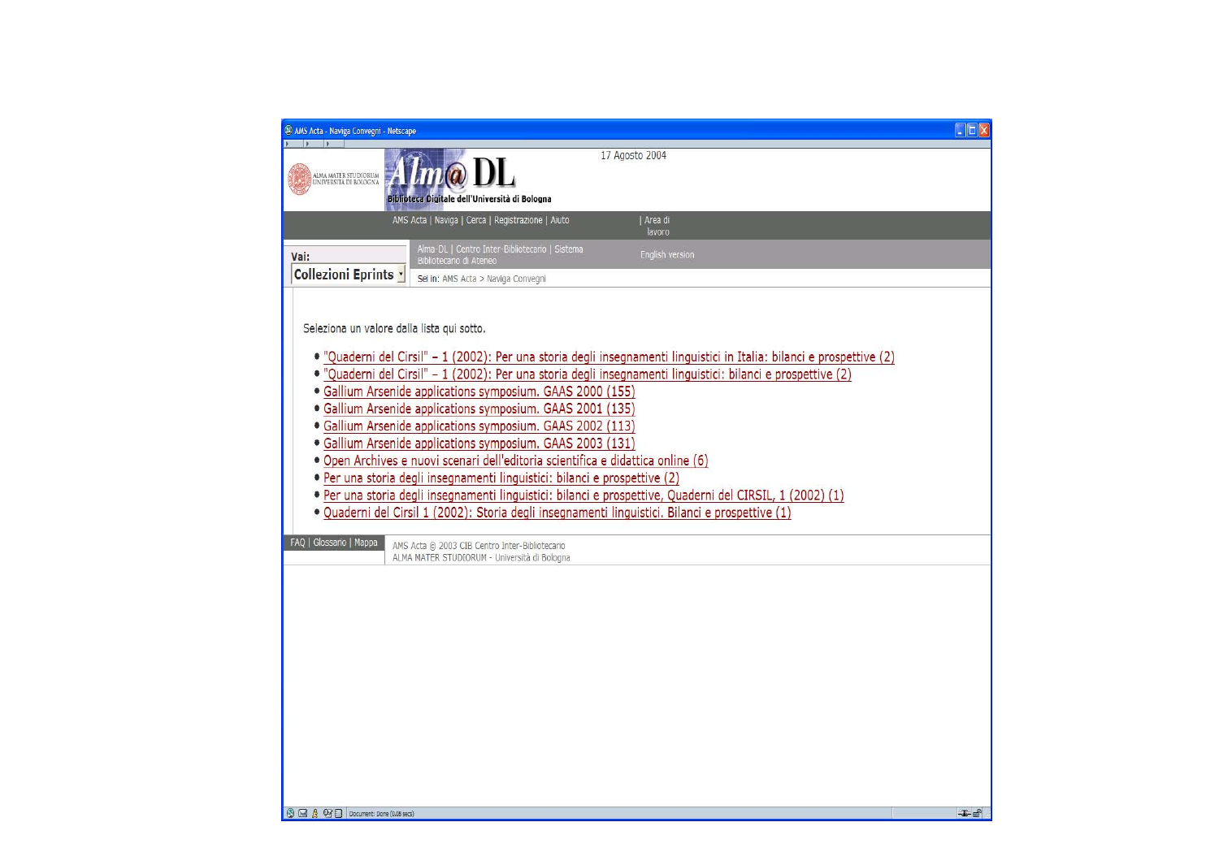AMS Acta - Naviga Convegni - Netscape

ALMA MATER STUDIORUM UNIVERSITÀ DI BOLOGNA

Alm@ DL

Biblioteca Digitale dell'Università di Bologna

17 Agosto 2004

AMS Acta | Naviga | Cerca | Registrazione | Aiuto | Area di lavoro

Alma-DL | Centro Inter-Bibliotecario | Sistema Bibliotecario di Ateneo

English version

Vai: Collezioni Eprints

Sei in: AMS Acta > Naviga Convegni

Seleziona un valore dalla lista qui sotto.

- "Quaderni del Cirsil" – 1 (2002): Per una storia degli insegnamenti linguistici in Italia: bilanci e prospettive (2)
- "Quaderni del Cirsil" – 1 (2002): Per una storia degli insegnamenti linguistici: bilanci e prospettive (2)
- Gallium Arsenide applications symposium. GAAS 2000 (155)
- Gallium Arsenide applications symposium. GAAS 2001 (135)
- Gallium Arsenide applications symposium. GAAS 2002 (113)
- Gallium Arsenide applications symposium. GAAS 2003 (131)
- Open Archives e nuovi scenari dell'editoria scientifica e didattica online (6)
- Per una storia degli insegnamenti linguistici: bilanci e prospettive (2)
- Per una storia degli insegnamenti linguistici: bilanci e prospettive, Quaderni del CIRSIL, 1 (2002) (1)
- Quaderni del Cirsil 1 (2002): Storia degli insegnamenti linguistici. Bilanci e prospettive (1)

FAQ | Glossario | Mappa

AMS Acta © 2003 CIB Centro Inter-Bibliotecario
ALMA MATER STUDIORUM - Università di Bologna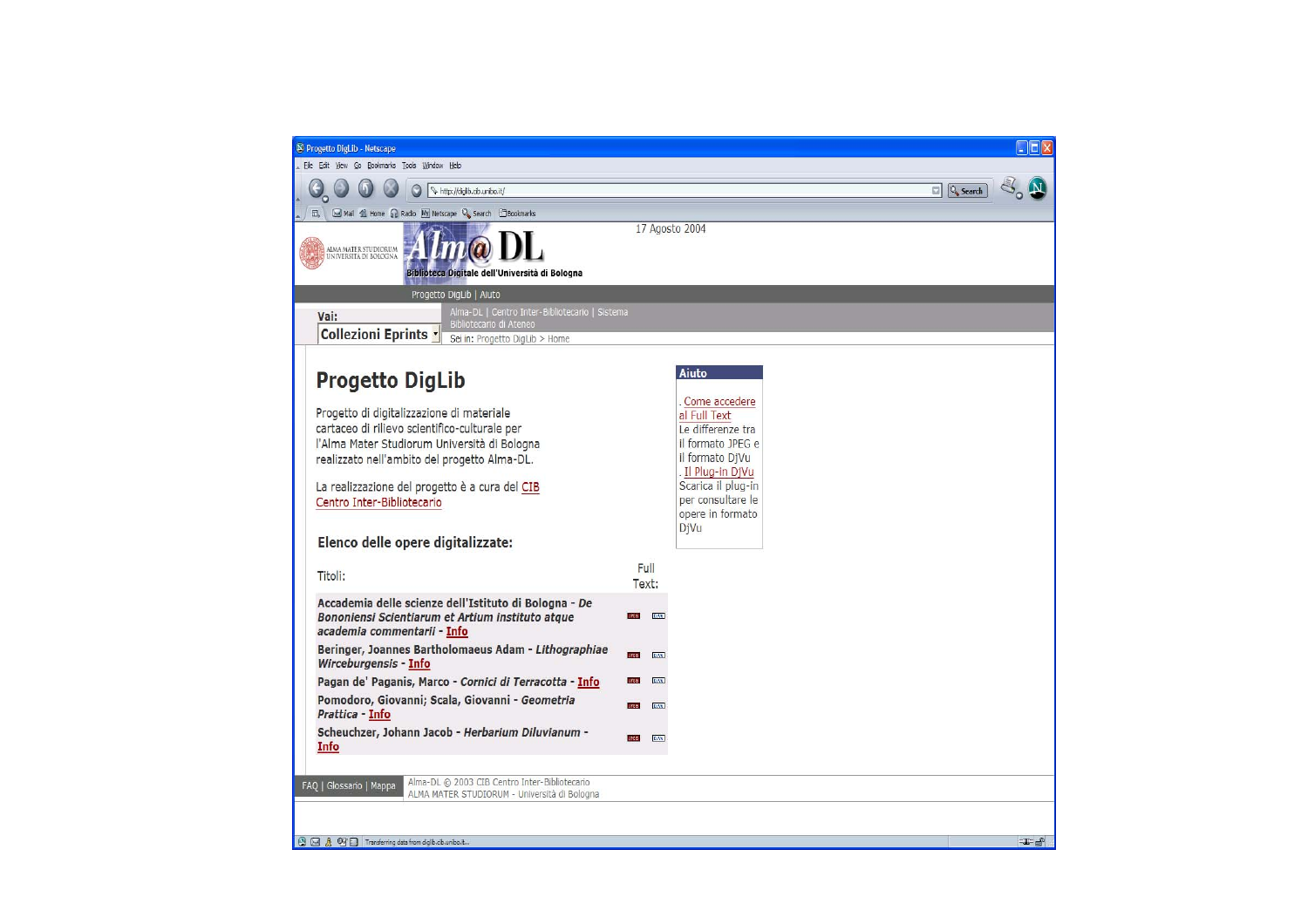17 Agosto 2004

Alm@ DL

Biblioteca Digitale dell'Università di Bologna

Progetto DigLib | Aiuto

Vai: Collezioni Eprints

Alma-DL | Centro Inter-Bibliotecario | Sistema Bibliotecario di Ateneo

Sei in: Progetto DigLib > Home

# Progetto DigLib

Progetto di digitalizzazione di materiale cartaceo di rilievo scientifico-culturale per l'Alma Mater Studiorum Università di Bologna realizzato nell'ambito del progetto Alma-DL.

La realizzazione del progetto è a cura del CIB Centro Inter-Bibliotecario

## Elenco delle opere digitalizzate:

| Titoli: | Full Text: |
|---|---|
| Accademia delle scienze dell'Istituto di Bologna - *De Bononiensi Scientiarum et Artium instituto atque academia commentarii* - Info | JPEG DjVu |
| Beringer, Joannes Bartholomaeus Adam - *Lithographiae Wirceburgensis* - Info | JPEG DjVu |
| Pagan de' Paganis, Marco - *Cornici di Terracotta* - Info | JPEG DjVu |
| Pomodoro, Giovanni; Scala, Giovanni - *Geometria Prattica* - Info | JPEG DjVu |
| Scheuchzer, Johann Jacob - *Herbarium Diluvianum* - Info | JPEG DjVu |

**Aiuto**

. Come accedere al Full Text
Le differenze tra il formato JPEG e il formato DjVu

. Il Plug-in DjVu
Scarica il plug-in per consultare le opere in formato DjVu

FAQ | Glossario | Mappa

Alma-DL © 2003 CIB Centro Inter-Bibliotecario
ALMA MATER STUDIORUM - Università di Bologna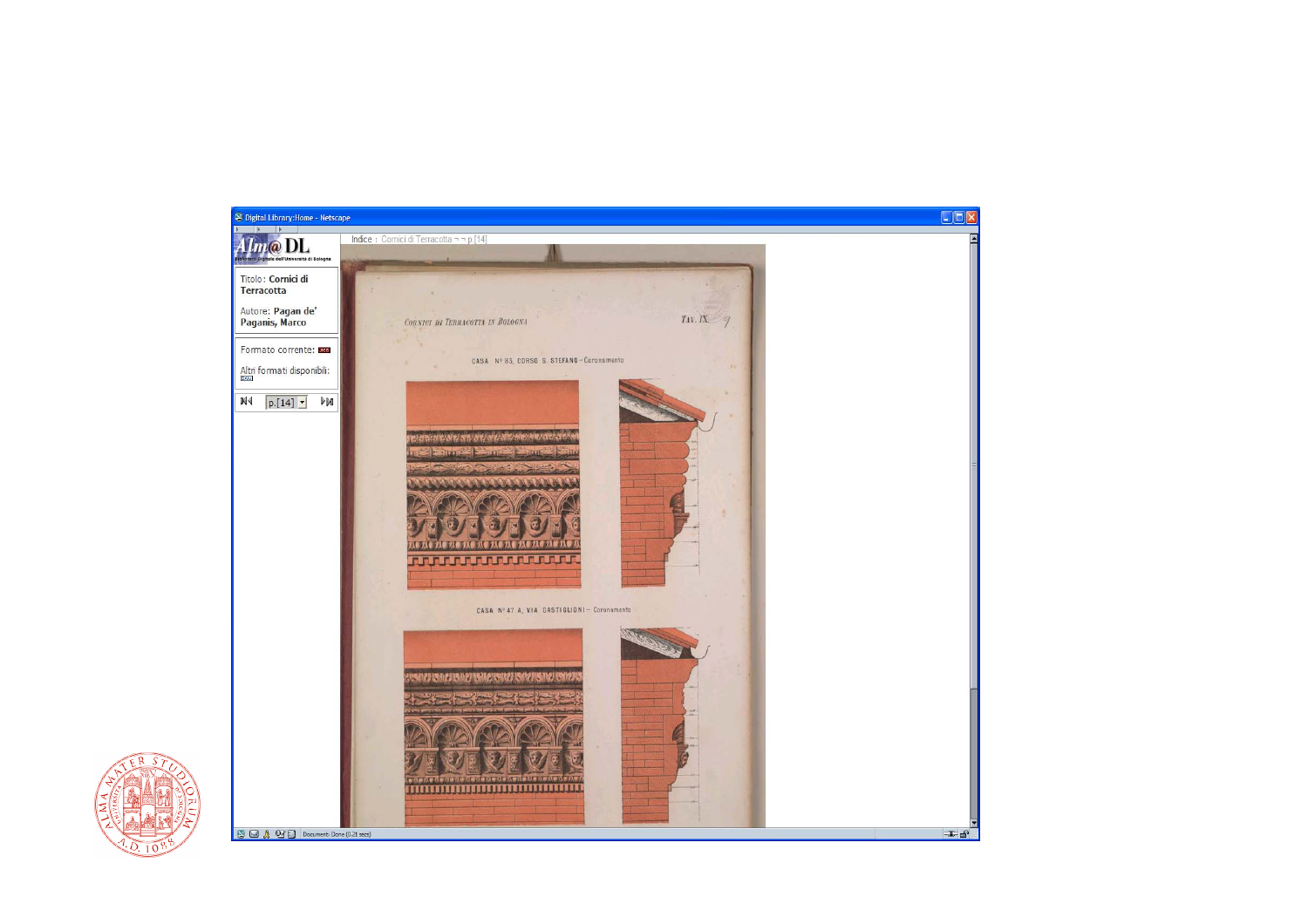Digital Library:Home - Netscape

Alm@ DL

Titolo: **Cornici di Terracotta**

Autore: **Pagan de' Paganis, Marco**

Formato corrente:

Altri formati disponibili:

p.[14]

Indice : Cornici di Terracotta ¬ ¬ p.[14]

CORNICI DI TERRACOTTA IN BOLOGNA

TAV. IX

CASA N° 83, CORSO S. STEFANO – Coronamento

CASA N° 47 A, VIA CASTIGLIONI – Coronamento

Document: Done (0.21 secs)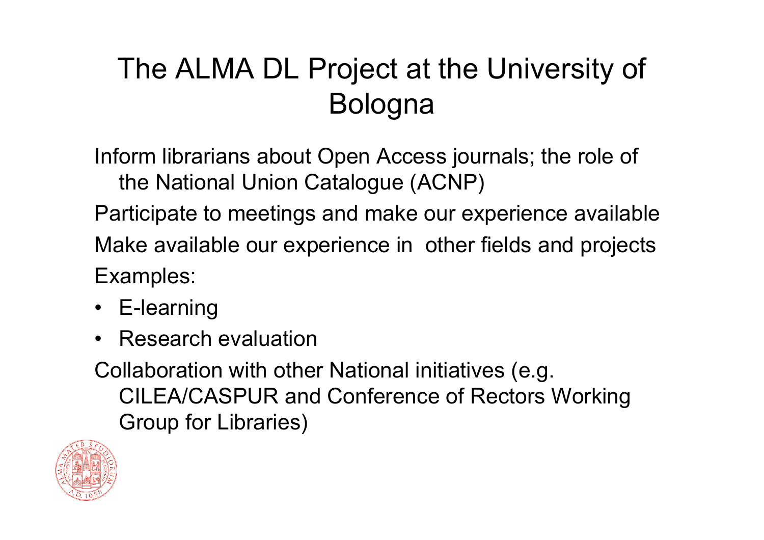# The ALMA DL Project at the University of Bologna

Inform librarians about Open Access journals; the role of the National Union Catalogue (ACNP)

Participate to meetings and make our experience available

Make available our experience in other fields and projects

Examples:

- E-learning
- Research evaluation

Collaboration with other National initiatives (e.g. CILEA/CASPUR and Conference of Rectors Working Group for Libraries)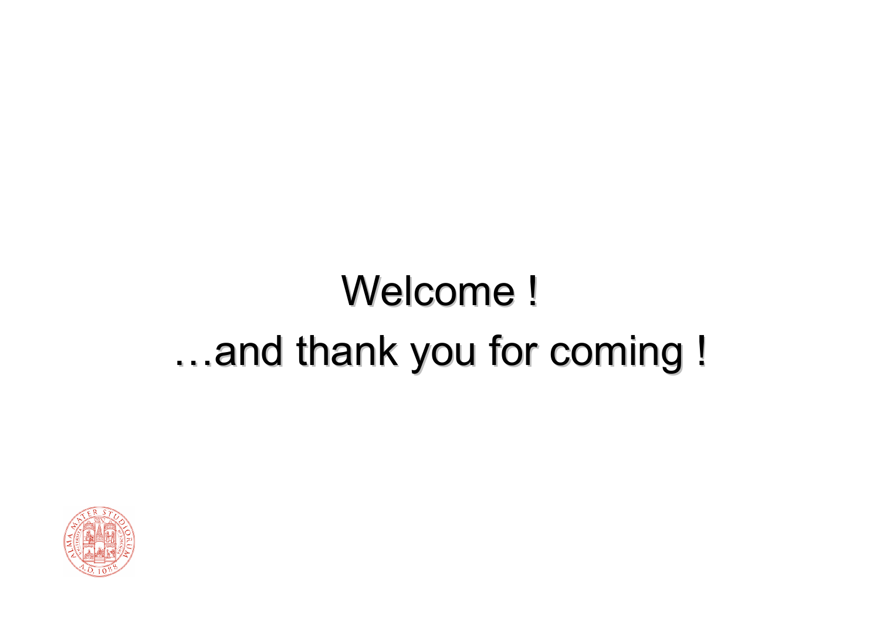Welcome !

…and thank you for coming !